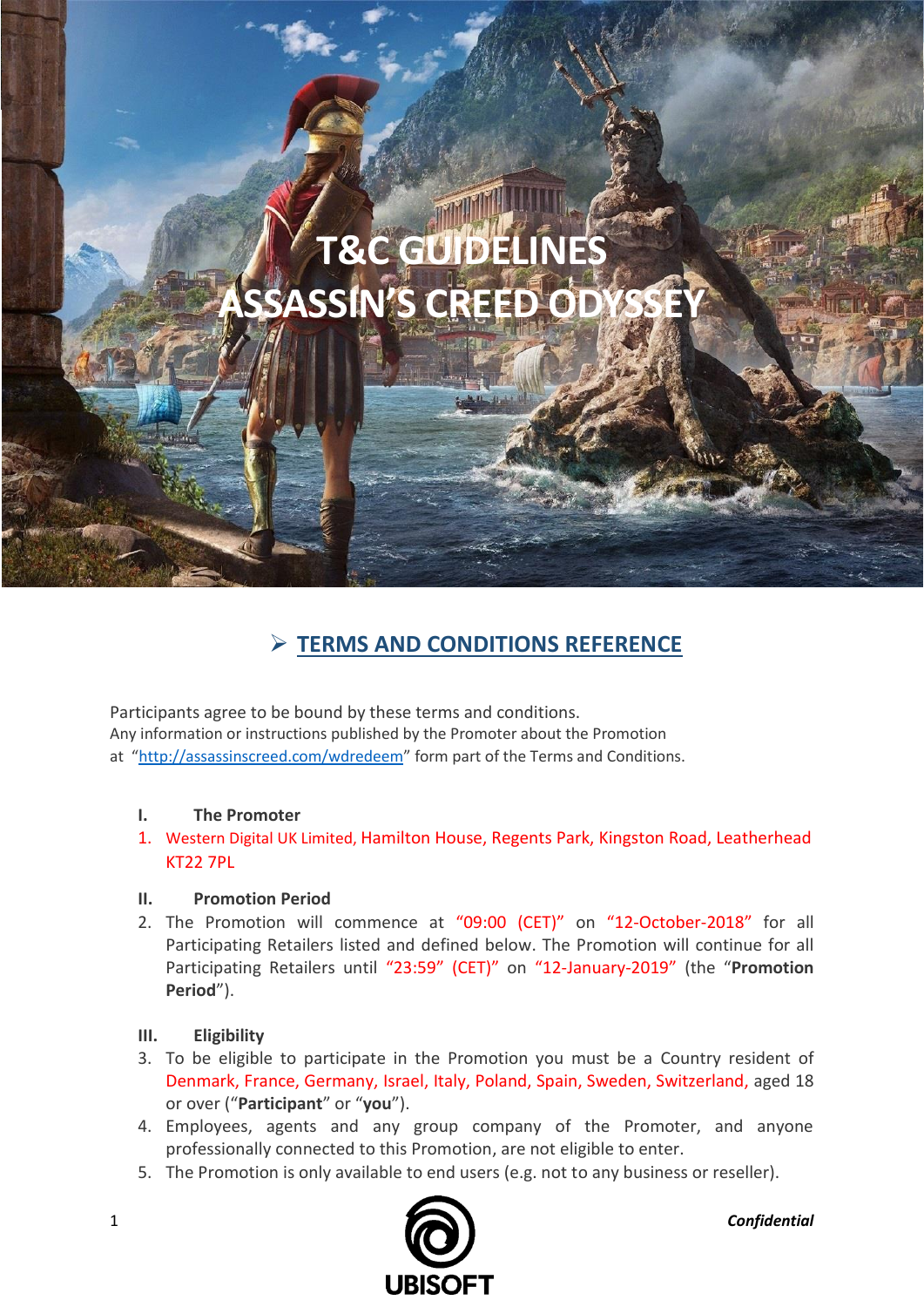# T&C GUIDELINES
# ASSASSIN'S CREED ODYSSEY

## ➢ TERMS AND CONDITIONS REFERENCE

Participants agree to be bound by these terms and conditions.
Any information or instructions published by the Promoter about the Promotion at "http://assassinscreed.com/wdredeem" form part of the Terms and Conditions.

### I. The Promoter

1. Western Digital UK Limited, Hamilton House, Regents Park, Kingston Road, Leatherhead KT22 7PL

### II. Promotion Period

2. The Promotion will commence at "09:00 (CET)" on "12-October-2018" for all Participating Retailers listed and defined below. The Promotion will continue for all Participating Retailers until "23:59" (CET)" on "12-January-2019" (the "**Promotion Period**").

### III. Eligibility

3. To be eligible to participate in the Promotion you must be a Country resident of Denmark, France, Germany, Israel, Italy, Poland, Spain, Sweden, Switzerland, aged 18 or over ("**Participant**" or "**you**").
4. Employees, agents and any group company of the Promoter, and anyone professionally connected to this Promotion, are not eligible to enter.
5. The Promotion is only available to end users (e.g. not to any business or reseller).

*Confidential*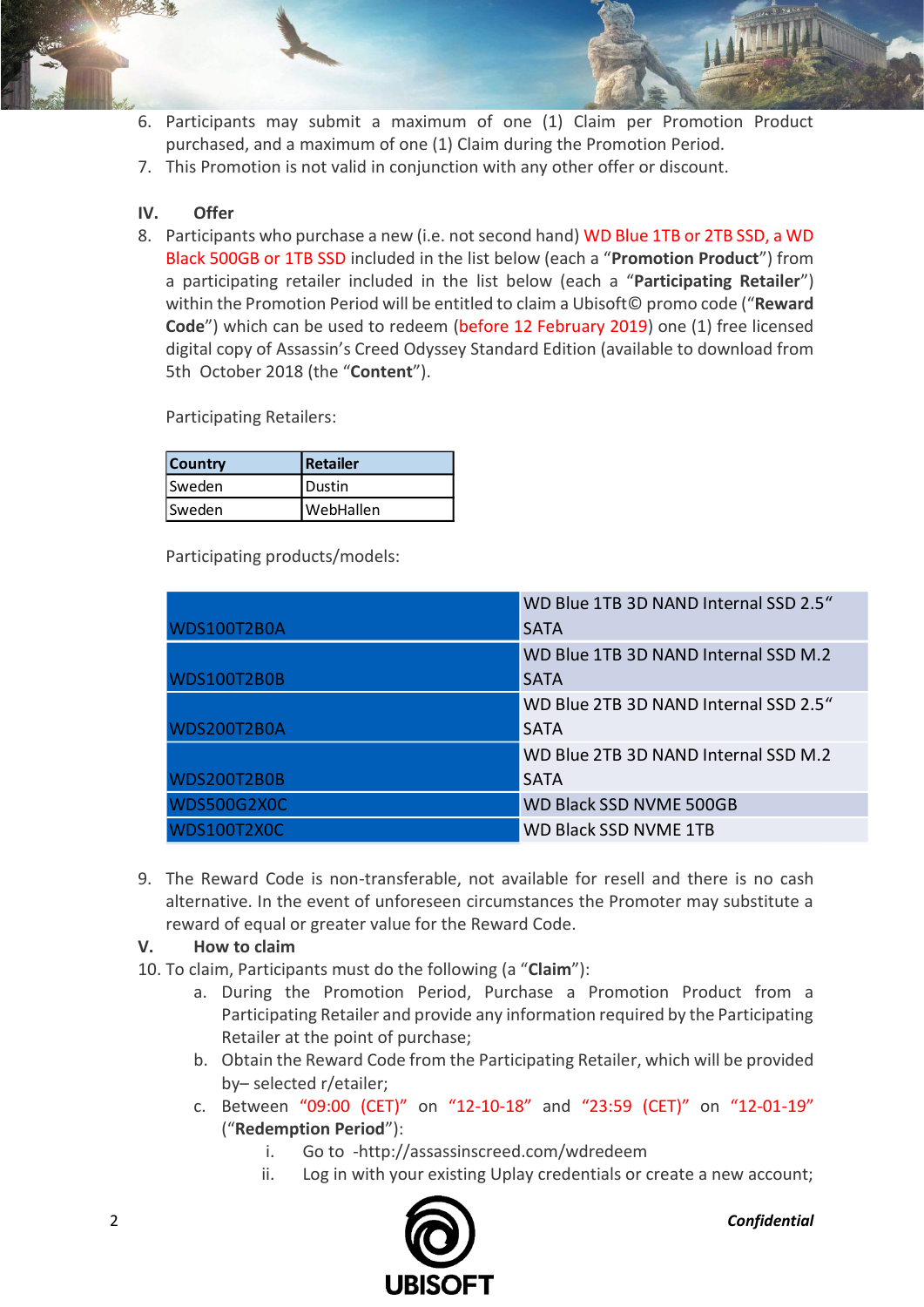6. Participants may submit a maximum of one (1) Claim per Promotion Product purchased, and a maximum of one (1) Claim during the Promotion Period.
7. This Promotion is not valid in conjunction with any other offer or discount.

## IV. Offer

8. Participants who purchase a new (i.e. not second hand) WD Blue 1TB or 2TB SSD, a WD Black 500GB or 1TB SSD included in the list below (each a "**Promotion Product**") from a participating retailer included in the list below (each a "**Participating Retailer**") within the Promotion Period will be entitled to claim a Ubisoft© promo code ("**Reward Code**") which can be used to redeem (before 12 February 2019) one (1) free licensed digital copy of Assassin's Creed Odyssey Standard Edition (available to download from 5th October 2018 (the "**Content**").

   Participating Retailers:

| Country | Retailer |
|---|---|
| Sweden | Dustin |
| Sweden | WebHallen |

   Participating products/models:

| | |
|---|---|
| WDS100T2B0A | WD Blue 1TB 3D NAND Internal SSD 2.5" SATA |
| WDS100T2B0B | WD Blue 1TB 3D NAND Internal SSD M.2 SATA |
| WDS200T2B0A | WD Blue 2TB 3D NAND Internal SSD 2.5" SATA |
| WDS200T2B0B | WD Blue 2TB 3D NAND Internal SSD M.2 SATA |
| WDS500G2X0C | WD Black SSD NVME 500GB |
| WDS100T2X0C | WD Black SSD NVME 1TB |

9. The Reward Code is non-transferable, not available for resell and there is no cash alternative. In the event of unforeseen circumstances the Promoter may substitute a reward of equal or greater value for the Reward Code.

## V. How to claim

10. To claim, Participants must do the following (a "**Claim**"):
    a. During the Promotion Period, Purchase a Promotion Product from a Participating Retailer and provide any information required by the Participating Retailer at the point of purchase;
    b. Obtain the Reward Code from the Participating Retailer, which will be provided by– selected r/etailer;
    c. Between "09:00 (CET)" on "12-10-18" and "23:59 (CET)" on "12-01-19" ("**Redemption Period**"):
        i. Go to -http://assassinscreed.com/wdredeem
        ii. Log in with your existing Uplay credentials or create a new account;

*Confidential*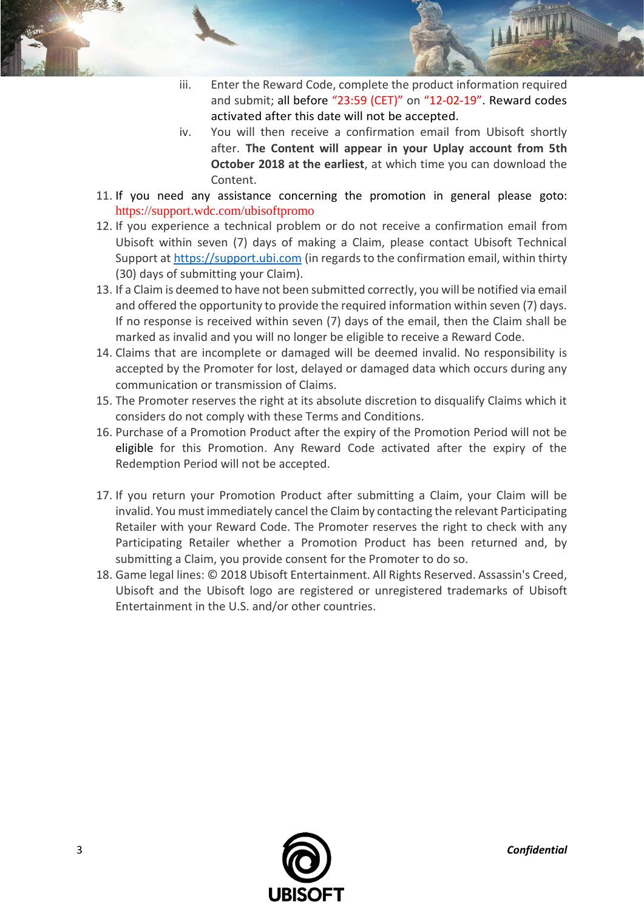iii. Enter the Reward Code, complete the product information required and submit; all before "23:59 (CET)" on "12-02-19". Reward codes activated after this date will not be accepted.

iv. You will then receive a confirmation email from Ubisoft shortly after. **The Content will appear in your Uplay account from 5th October 2018 at the earliest**, at which time you can download the Content.

11. If you need any assistance concerning the promotion in general please goto: https://support.wdc.com/ubisoftpromo
12. If you experience a technical problem or do not receive a confirmation email from Ubisoft within seven (7) days of making a Claim, please contact Ubisoft Technical Support at https://support.ubi.com (in regards to the confirmation email, within thirty (30) days of submitting your Claim).
13. If a Claim is deemed to have not been submitted correctly, you will be notified via email and offered the opportunity to provide the required information within seven (7) days. If no response is received within seven (7) days of the email, then the Claim shall be marked as invalid and you will no longer be eligible to receive a Reward Code.
14. Claims that are incomplete or damaged will be deemed invalid. No responsibility is accepted by the Promoter for lost, delayed or damaged data which occurs during any communication or transmission of Claims.
15. The Promoter reserves the right at its absolute discretion to disqualify Claims which it considers do not comply with these Terms and Conditions.
16. Purchase of a Promotion Product after the expiry of the Promotion Period will not be eligible for this Promotion. Any Reward Code activated after the expiry of the Redemption Period will not be accepted.
17. If you return your Promotion Product after submitting a Claim, your Claim will be invalid. You must immediately cancel the Claim by contacting the relevant Participating Retailer with your Reward Code. The Promoter reserves the right to check with any Participating Retailer whether a Promotion Product has been returned and, by submitting a Claim, you provide consent for the Promoter to do so.
18. Game legal lines: © 2018 Ubisoft Entertainment. All Rights Reserved. Assassin's Creed, Ubisoft and the Ubisoft logo are registered or unregistered trademarks of Ubisoft Entertainment in the U.S. and/or other countries.